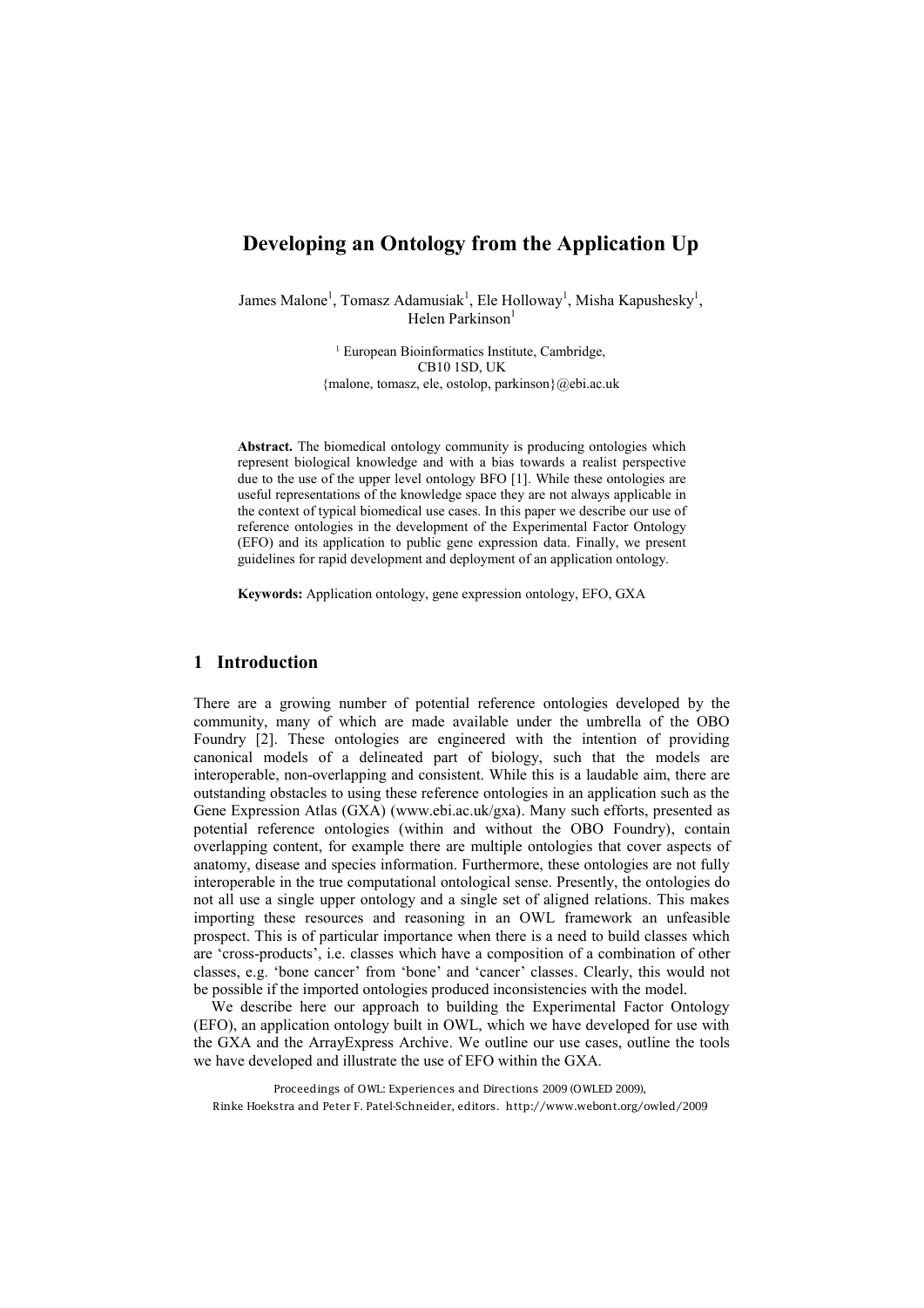# Developing an Ontology from the Application Up

James Malone[1], Tomasz Adamusiak[1], Ele Holloway[1], Misha Kapushesky[1], Helen Parkinson[1]

[1] European Bioinformatics Institute, Cambridge, CB10 1SD, UK
{malone, tomasz, ele, ostolop, parkinson}@ebi.ac.uk

**Abstract.** The biomedical ontology community is producing ontologies which represent biological knowledge and with a bias towards a realist perspective due to the use of the upper level ontology BFO [1]. While these ontologies are useful representations of the knowledge space they are not always applicable in the context of typical biomedical use cases. In this paper we describe our use of reference ontologies in the development of the Experimental Factor Ontology (EFO) and its application to public gene expression data. Finally, we present guidelines for rapid development and deployment of an application ontology.

**Keywords:** Application ontology, gene expression ontology, EFO, GXA

## 1 Introduction

There are a growing number of potential reference ontologies developed by the community, many of which are made available under the umbrella of the OBO Foundry [2]. These ontologies are engineered with the intention of providing canonical models of a delineated part of biology, such that the models are interoperable, non-overlapping and consistent. While this is a laudable aim, there are outstanding obstacles to using these reference ontologies in an application such as the Gene Expression Atlas (GXA) (www.ebi.ac.uk/gxa). Many such efforts, presented as potential reference ontologies (within and without the OBO Foundry), contain overlapping content, for example there are multiple ontologies that cover aspects of anatomy, disease and species information. Furthermore, these ontologies are not fully interoperable in the true computational ontological sense. Presently, the ontologies do not all use a single upper ontology and a single set of aligned relations. This makes importing these resources and reasoning in an OWL framework an unfeasible prospect. This is of particular importance when there is a need to build classes which are 'cross-products', i.e. classes which have a composition of a combination of other classes, e.g. 'bone cancer' from 'bone' and 'cancer' classes. Clearly, this would not be possible if the imported ontologies produced inconsistencies with the model.

We describe here our approach to building the Experimental Factor Ontology (EFO), an application ontology built in OWL, which we have developed for use with the GXA and the ArrayExpress Archive. We outline our use cases, outline the tools we have developed and illustrate the use of EFO within the GXA.

Proceedings of OWL: Experiences and Directions 2009 (OWLED 2009), Rinke Hoekstra and Peter F. Patel-Schneider, editors. http://www.webont.org/owled/2009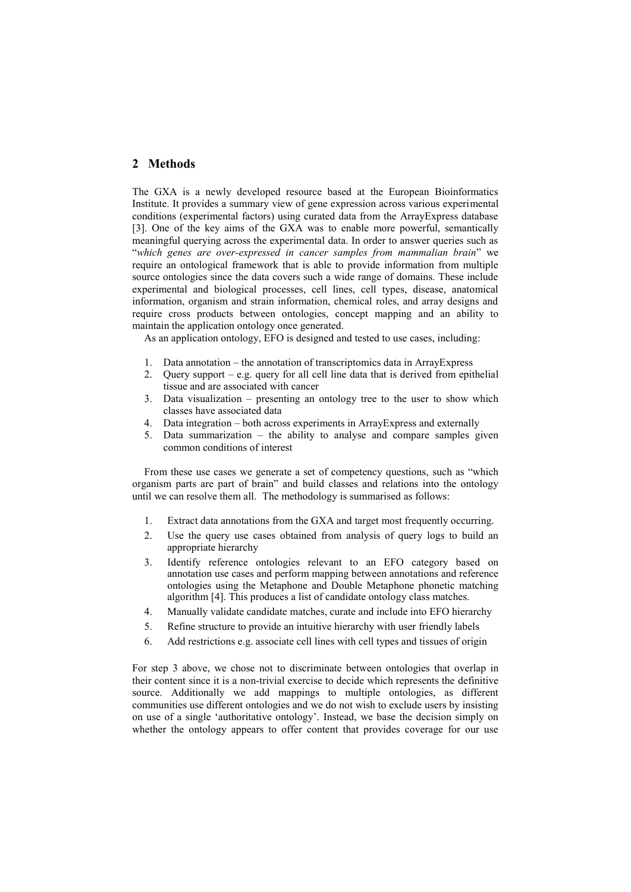## 2 Methods

The GXA is a newly developed resource based at the European Bioinformatics Institute. It provides a summary view of gene expression across various experimental conditions (experimental factors) using curated data from the ArrayExpress database [3]. One of the key aims of the GXA was to enable more powerful, semantically meaningful querying across the experimental data. In order to answer queries such as "*which genes are over-expressed in cancer samples from mammalian brain*" we require an ontological framework that is able to provide information from multiple source ontologies since the data covers such a wide range of domains. These include experimental and biological processes, cell lines, cell types, disease, anatomical information, organism and strain information, chemical roles, and array designs and require cross products between ontologies, concept mapping and an ability to maintain the application ontology once generated.

As an application ontology, EFO is designed and tested to use cases, including:

1. Data annotation – the annotation of transcriptomics data in ArrayExpress
2. Query support – e.g. query for all cell line data that is derived from epithelial tissue and are associated with cancer
3. Data visualization – presenting an ontology tree to the user to show which classes have associated data
4. Data integration – both across experiments in ArrayExpress and externally
5. Data summarization – the ability to analyse and compare samples given common conditions of interest

From these use cases we generate a set of competency questions, such as "which organism parts are part of brain" and build classes and relations into the ontology until we can resolve them all. The methodology is summarised as follows:

1. Extract data annotations from the GXA and target most frequently occurring.
2. Use the query use cases obtained from analysis of query logs to build an appropriate hierarchy
3. Identify reference ontologies relevant to an EFO category based on annotation use cases and perform mapping between annotations and reference ontologies using the Metaphone and Double Metaphone phonetic matching algorithm [4]. This produces a list of candidate ontology class matches.
4. Manually validate candidate matches, curate and include into EFO hierarchy
5. Refine structure to provide an intuitive hierarchy with user friendly labels
6. Add restrictions e.g. associate cell lines with cell types and tissues of origin

For step 3 above, we chose not to discriminate between ontologies that overlap in their content since it is a non-trivial exercise to decide which represents the definitive source. Additionally we add mappings to multiple ontologies, as different communities use different ontologies and we do not wish to exclude users by insisting on use of a single 'authoritative ontology'. Instead, we base the decision simply on whether the ontology appears to offer content that provides coverage for our use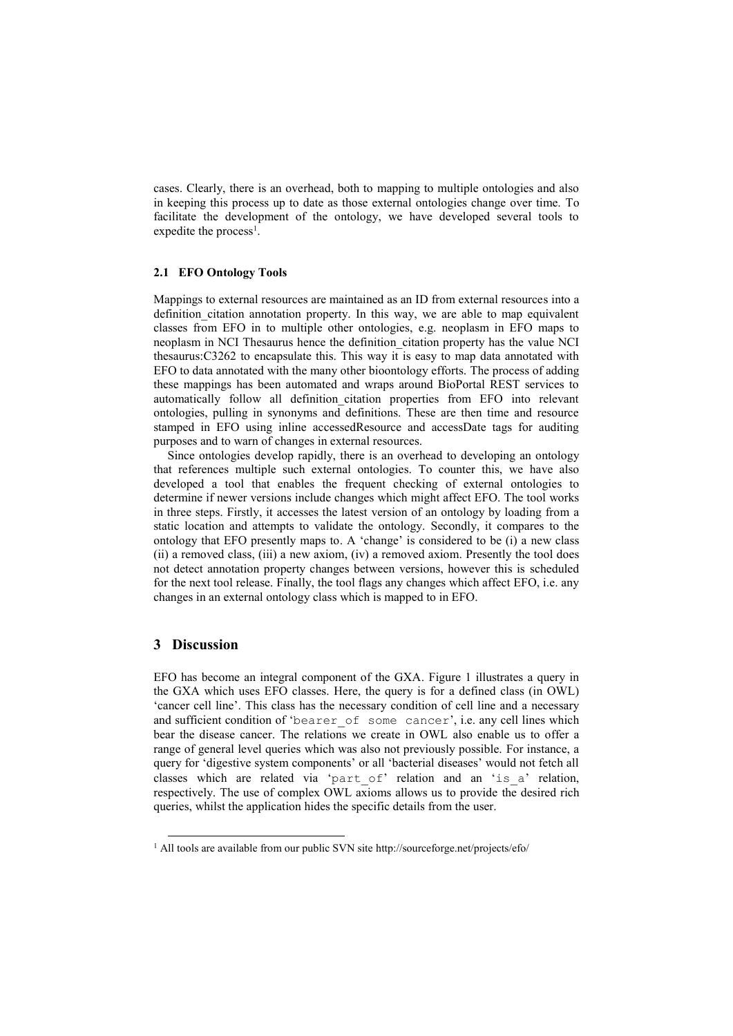cases. Clearly, there is an overhead, both to mapping to multiple ontologies and also in keeping this process up to date as those external ontologies change over time. To facilitate the development of the ontology, we have developed several tools to expedite the process[1].

### 2.1 EFO Ontology Tools

Mappings to external resources are maintained as an ID from external resources into a definition_citation annotation property. In this way, we are able to map equivalent classes from EFO in to multiple other ontologies, e.g. neoplasm in EFO maps to neoplasm in NCI Thesaurus hence the definition_citation property has the value NCI thesaurus:C3262 to encapsulate this. This way it is easy to map data annotated with EFO to data annotated with the many other bioontology efforts. The process of adding these mappings has been automated and wraps around BioPortal REST services to automatically follow all definition_citation properties from EFO into relevant ontologies, pulling in synonyms and definitions. These are then time and resource stamped in EFO using inline accessedResource and accessDate tags for auditing purposes and to warn of changes in external resources.

Since ontologies develop rapidly, there is an overhead to developing an ontology that references multiple such external ontologies. To counter this, we have also developed a tool that enables the frequent checking of external ontologies to determine if newer versions include changes which might affect EFO. The tool works in three steps. Firstly, it accesses the latest version of an ontology by loading from a static location and attempts to validate the ontology. Secondly, it compares to the ontology that EFO presently maps to. A 'change' is considered to be (i) a new class (ii) a removed class, (iii) a new axiom, (iv) a removed axiom. Presently the tool does not detect annotation property changes between versions, however this is scheduled for the next tool release. Finally, the tool flags any changes which affect EFO, i.e. any changes in an external ontology class which is mapped to in EFO.

## 3 Discussion

EFO has become an integral component of the GXA. Figure 1 illustrates a query in the GXA which uses EFO classes. Here, the query is for a defined class (in OWL) 'cancer cell line'. This class has the necessary condition of cell line and a necessary and sufficient condition of '`bearer_of some cancer`', i.e. any cell lines which bear the disease cancer. The relations we create in OWL also enable us to offer a range of general level queries which was also not previously possible. For instance, a query for 'digestive system components' or all 'bacterial diseases' would not fetch all classes which are related via '`part_of`' relation and an '`is_a`' relation, respectively. The use of complex OWL axioms allows us to provide the desired rich queries, whilst the application hides the specific details from the user.

[1] All tools are available from our public SVN site http://sourceforge.net/projects/efo/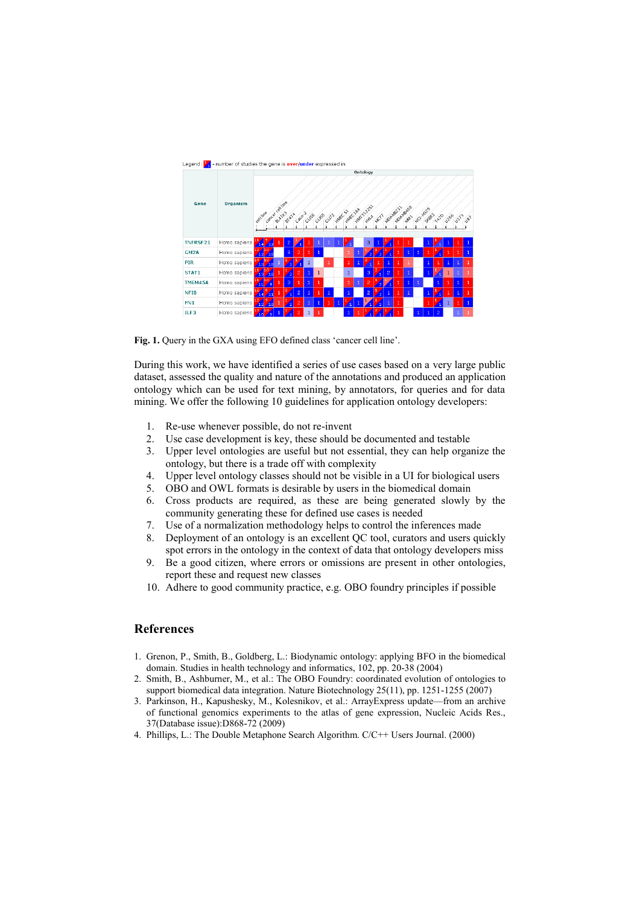Fig. 1. Query in the GXA using EFO defined class 'cancer cell line'.

During this work, we have identified a series of use cases based on a very large public dataset, assessed the quality and nature of the annotations and produced an application ontology which can be used for text mining, by annotators, for queries and for data mining. We offer the following 10 guidelines for application ontology developers:

1. Re-use whenever possible, do not re-invent
2. Use case development is key, these should be documented and testable
3. Upper level ontologies are useful but not essential, they can help organize the ontology, but there is a trade off with complexity
4. Upper level ontology classes should not be visible in a UI for biological users
5. OBO and OWL formats is desirable by users in the biomedical domain
6. Cross products are required, as these are being generated slowly by the community generating these for defined use cases is needed
7. Use of a normalization methodology helps to control the inferences made
8. Deployment of an ontology is an excellent QC tool, curators and users quickly spot errors in the ontology in the context of data that ontology developers miss
9. Be a good citizen, where errors or omissions are present in other ontologies, report these and request new classes
10. Adhere to good community practice, e.g. OBO foundry principles if possible

## References

1. Grenon, P., Smith, B., Goldberg, L.: Biodynamic ontology: applying BFO in the biomedical domain. Studies in health technology and informatics, 102, pp. 20-38 (2004)
2. Smith, B., Ashburner, M., et al.: The OBO Foundry: coordinated evolution of ontologies to support biomedical data integration. Nature Biotechnology 25(11), pp. 1251-1255 (2007)
3. Parkinson, H., Kapushesky, M., Kolesnikov, et al.: ArrayExpress update—from an archive of functional genomics experiments to the atlas of gene expression, Nucleic Acids Res., 37(Database issue):D868-72 (2009)
4. Phillips, L.: The Double Metaphone Search Algorithm. C/C++ Users Journal. (2000)